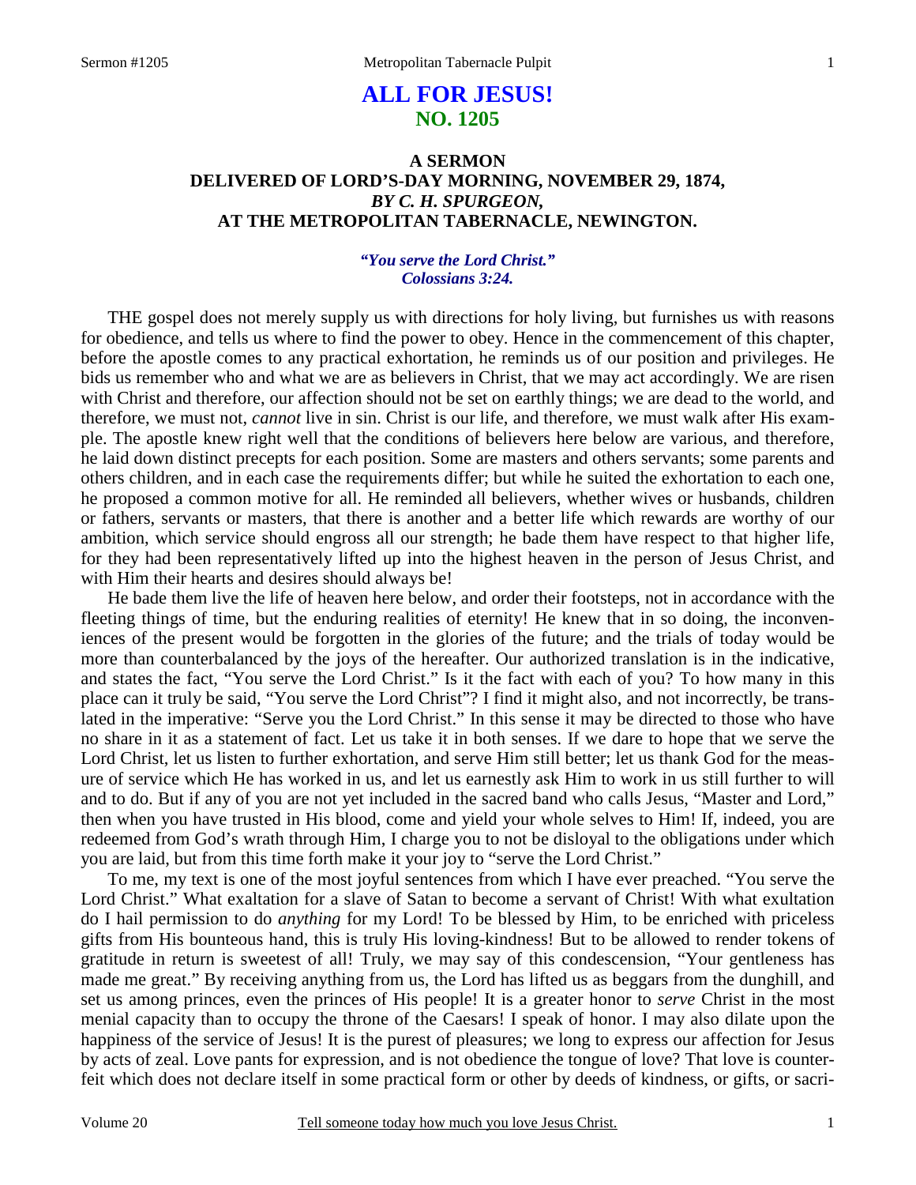# ALL FOR JESUS!
## NO. 1205

### A SERMON
### DELIVERED OF LORD'S-DAY MORNING, NOVEMBER 29, 1874,
### *BY C. H. SPURGEON,*
### AT THE METROPOLITAN TABERNACLE, NEWINGTON.

***"You serve the Lord Christ." Colossians 3:24.***

THE gospel does not merely supply us with directions for holy living, but furnishes us with reasons for obedience, and tells us where to find the power to obey. Hence in the commencement of this chapter, before the apostle comes to any practical exhortation, he reminds us of our position and privileges. He bids us remember who and what we are as believers in Christ, that we may act accordingly. We are risen with Christ and therefore, our affection should not be set on earthly things; we are dead to the world, and therefore, we must not, *cannot* live in sin. Christ is our life, and therefore, we must walk after His example. The apostle knew right well that the conditions of believers here below are various, and therefore, he laid down distinct precepts for each position. Some are masters and others servants; some parents and others children, and in each case the requirements differ; but while he suited the exhortation to each one, he proposed a common motive for all. He reminded all believers, whether wives or husbands, children or fathers, servants or masters, that there is another and a better life which rewards are worthy of our ambition, which service should engross all our strength; he bade them have respect to that higher life, for they had been representatively lifted up into the highest heaven in the person of Jesus Christ, and with Him their hearts and desires should always be!

He bade them live the life of heaven here below, and order their footsteps, not in accordance with the fleeting things of time, but the enduring realities of eternity! He knew that in so doing, the inconveniences of the present would be forgotten in the glories of the future; and the trials of today would be more than counterbalanced by the joys of the hereafter. Our authorized translation is in the indicative, and states the fact, "You serve the Lord Christ." Is it the fact with each of you? To how many in this place can it truly be said, "You serve the Lord Christ"? I find it might also, and not incorrectly, be translated in the imperative: "Serve you the Lord Christ." In this sense it may be directed to those who have no share in it as a statement of fact. Let us take it in both senses. If we dare to hope that we serve the Lord Christ, let us listen to further exhortation, and serve Him still better; let us thank God for the measure of service which He has worked in us, and let us earnestly ask Him to work in us still further to will and to do. But if any of you are not yet included in the sacred band who calls Jesus, "Master and Lord," then when you have trusted in His blood, come and yield your whole selves to Him! If, indeed, you are redeemed from God's wrath through Him, I charge you to not be disloyal to the obligations under which you are laid, but from this time forth make it your joy to "serve the Lord Christ."

To me, my text is one of the most joyful sentences from which I have ever preached. "You serve the Lord Christ." What exaltation for a slave of Satan to become a servant of Christ! With what exultation do I hail permission to do *anything* for my Lord! To be blessed by Him, to be enriched with priceless gifts from His bounteous hand, this is truly His loving-kindness! But to be allowed to render tokens of gratitude in return is sweetest of all! Truly, we may say of this condescension, "Your gentleness has made me great." By receiving anything from us, the Lord has lifted us as beggars from the dunghill, and set us among princes, even the princes of His people! It is a greater honor to *serve* Christ in the most menial capacity than to occupy the throne of the Caesars! I speak of honor. I may also dilate upon the happiness of the service of Jesus! It is the purest of pleasures; we long to express our affection for Jesus by acts of zeal. Love pants for expression, and is not obedience the tongue of love? That love is counterfeit which does not declare itself in some practical form or other by deeds of kindness, or gifts, or sacri-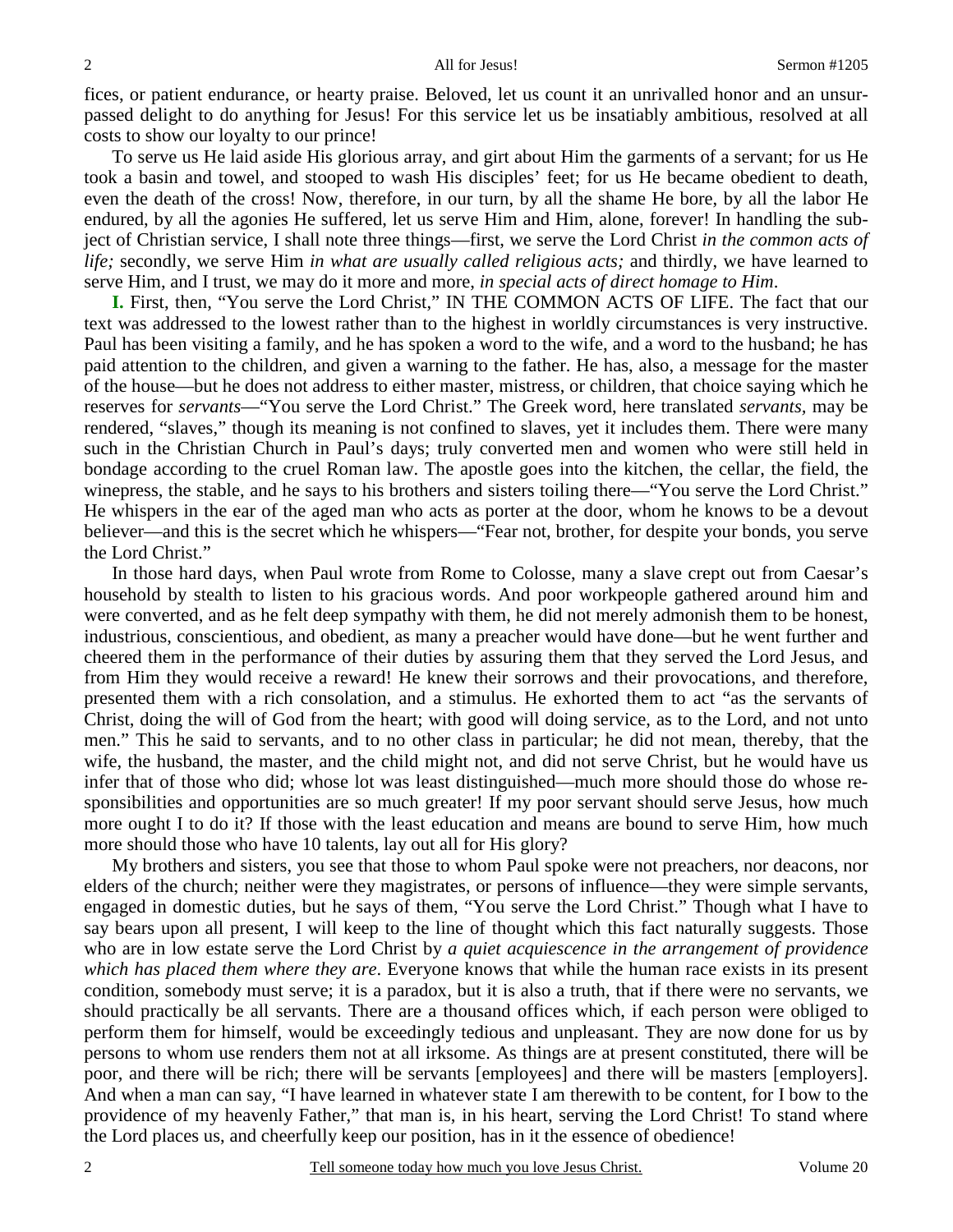fices, or patient endurance, or hearty praise. Beloved, let us count it an unrivalled honor and an unsurpassed delight to do anything for Jesus! For this service let us be insatiably ambitious, resolved at all costs to show our loyalty to our prince!

To serve us He laid aside His glorious array, and girt about Him the garments of a servant; for us He took a basin and towel, and stooped to wash His disciples' feet; for us He became obedient to death, even the death of the cross! Now, therefore, in our turn, by all the shame He bore, by all the labor He endured, by all the agonies He suffered, let us serve Him and Him, alone, forever! In handling the subject of Christian service, I shall note three things—first, we serve the Lord Christ *in the common acts of life;* secondly, we serve Him *in what are usually called religious acts;* and thirdly, we have learned to serve Him, and I trust, we may do it more and more, *in special acts of direct homage to Him*.

**I.** First, then, "You serve the Lord Christ," IN THE COMMON ACTS OF LIFE. The fact that our text was addressed to the lowest rather than to the highest in worldly circumstances is very instructive. Paul has been visiting a family, and he has spoken a word to the wife, and a word to the husband; he has paid attention to the children, and given a warning to the father. He has, also, a message for the master of the house—but he does not address to either master, mistress, or children, that choice saying which he reserves for *servants*—"You serve the Lord Christ." The Greek word, here translated *servants*, may be rendered, "slaves," though its meaning is not confined to slaves, yet it includes them. There were many such in the Christian Church in Paul's days; truly converted men and women who were still held in bondage according to the cruel Roman law. The apostle goes into the kitchen, the cellar, the field, the winepress, the stable, and he says to his brothers and sisters toiling there—"You serve the Lord Christ." He whispers in the ear of the aged man who acts as porter at the door, whom he knows to be a devout believer—and this is the secret which he whispers—"Fear not, brother, for despite your bonds, you serve the Lord Christ."

In those hard days, when Paul wrote from Rome to Colosse, many a slave crept out from Caesar's household by stealth to listen to his gracious words. And poor workpeople gathered around him and were converted, and as he felt deep sympathy with them, he did not merely admonish them to be honest, industrious, conscientious, and obedient, as many a preacher would have done—but he went further and cheered them in the performance of their duties by assuring them that they served the Lord Jesus, and from Him they would receive a reward! He knew their sorrows and their provocations, and therefore, presented them with a rich consolation, and a stimulus. He exhorted them to act "as the servants of Christ, doing the will of God from the heart; with good will doing service, as to the Lord, and not unto men." This he said to servants, and to no other class in particular; he did not mean, thereby, that the wife, the husband, the master, and the child might not, and did not serve Christ, but he would have us infer that of those who did; whose lot was least distinguished—much more should those do whose responsibilities and opportunities are so much greater! If my poor servant should serve Jesus, how much more ought I to do it? If those with the least education and means are bound to serve Him, how much more should those who have 10 talents, lay out all for His glory?

My brothers and sisters, you see that those to whom Paul spoke were not preachers, nor deacons, nor elders of the church; neither were they magistrates, or persons of influence—they were simple servants, engaged in domestic duties, but he says of them, "You serve the Lord Christ." Though what I have to say bears upon all present, I will keep to the line of thought which this fact naturally suggests. Those who are in low estate serve the Lord Christ by *a quiet acquiescence in the arrangement of providence which has placed them where they are*. Everyone knows that while the human race exists in its present condition, somebody must serve; it is a paradox, but it is also a truth, that if there were no servants, we should practically be all servants. There are a thousand offices which, if each person were obliged to perform them for himself, would be exceedingly tedious and unpleasant. They are now done for us by persons to whom use renders them not at all irksome. As things are at present constituted, there will be poor, and there will be rich; there will be servants [employees] and there will be masters [employers]. And when a man can say, "I have learned in whatever state I am therewith to be content, for I bow to the providence of my heavenly Father," that man is, in his heart, serving the Lord Christ! To stand where the Lord places us, and cheerfully keep our position, has in it the essence of obedience!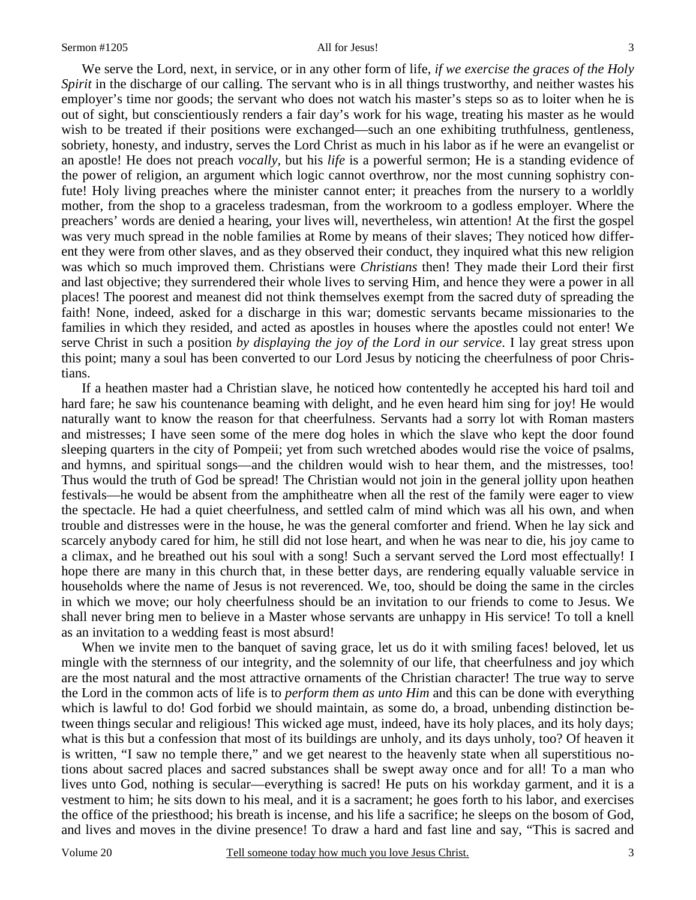We serve the Lord, next, in service, or in any other form of life, *if we exercise the graces of the Holy Spirit* in the discharge of our calling. The servant who is in all things trustworthy, and neither wastes his employer's time nor goods; the servant who does not watch his master's steps so as to loiter when he is out of sight, but conscientiously renders a fair day's work for his wage, treating his master as he would wish to be treated if their positions were exchanged—such an one exhibiting truthfulness, gentleness, sobriety, honesty, and industry, serves the Lord Christ as much in his labor as if he were an evangelist or an apostle! He does not preach *vocally*, but his *life* is a powerful sermon; He is a standing evidence of the power of religion, an argument which logic cannot overthrow, nor the most cunning sophistry confute! Holy living preaches where the minister cannot enter; it preaches from the nursery to a worldly mother, from the shop to a graceless tradesman, from the workroom to a godless employer. Where the preachers' words are denied a hearing, your lives will, nevertheless, win attention! At the first the gospel was very much spread in the noble families at Rome by means of their slaves; They noticed how different they were from other slaves, and as they observed their conduct, they inquired what this new religion was which so much improved them. Christians were *Christians* then! They made their Lord their first and last objective; they surrendered their whole lives to serving Him, and hence they were a power in all places! The poorest and meanest did not think themselves exempt from the sacred duty of spreading the faith! None, indeed, asked for a discharge in this war; domestic servants became missionaries to the families in which they resided, and acted as apostles in houses where the apostles could not enter! We serve Christ in such a position *by displaying the joy of the Lord in our service*. I lay great stress upon this point; many a soul has been converted to our Lord Jesus by noticing the cheerfulness of poor Christians.

If a heathen master had a Christian slave, he noticed how contentedly he accepted his hard toil and hard fare; he saw his countenance beaming with delight, and he even heard him sing for joy! He would naturally want to know the reason for that cheerfulness. Servants had a sorry lot with Roman masters and mistresses; I have seen some of the mere dog holes in which the slave who kept the door found sleeping quarters in the city of Pompeii; yet from such wretched abodes would rise the voice of psalms, and hymns, and spiritual songs—and the children would wish to hear them, and the mistresses, too! Thus would the truth of God be spread! The Christian would not join in the general jollity upon heathen festivals—he would be absent from the amphitheatre when all the rest of the family were eager to view the spectacle. He had a quiet cheerfulness, and settled calm of mind which was all his own, and when trouble and distresses were in the house, he was the general comforter and friend. When he lay sick and scarcely anybody cared for him, he still did not lose heart, and when he was near to die, his joy came to a climax, and he breathed out his soul with a song! Such a servant served the Lord most effectually! I hope there are many in this church that, in these better days, are rendering equally valuable service in households where the name of Jesus is not reverenced. We, too, should be doing the same in the circles in which we move; our holy cheerfulness should be an invitation to our friends to come to Jesus. We shall never bring men to believe in a Master whose servants are unhappy in His service! To toll a knell as an invitation to a wedding feast is most absurd!

When we invite men to the banquet of saving grace, let us do it with smiling faces! beloved, let us mingle with the sternness of our integrity, and the solemnity of our life, that cheerfulness and joy which are the most natural and the most attractive ornaments of the Christian character! The true way to serve the Lord in the common acts of life is to *perform them as unto Him* and this can be done with everything which is lawful to do! God forbid we should maintain, as some do, a broad, unbending distinction between things secular and religious! This wicked age must, indeed, have its holy places, and its holy days; what is this but a confession that most of its buildings are unholy, and its days unholy, too? Of heaven it is written, "I saw no temple there," and we get nearest to the heavenly state when all superstitious notions about sacred places and sacred substances shall be swept away once and for all! To a man who lives unto God, nothing is secular—everything is sacred! He puts on his workday garment, and it is a vestment to him; he sits down to his meal, and it is a sacrament; he goes forth to his labor, and exercises the office of the priesthood; his breath is incense, and his life a sacrifice; he sleeps on the bosom of God, and lives and moves in the divine presence! To draw a hard and fast line and say, "This is sacred and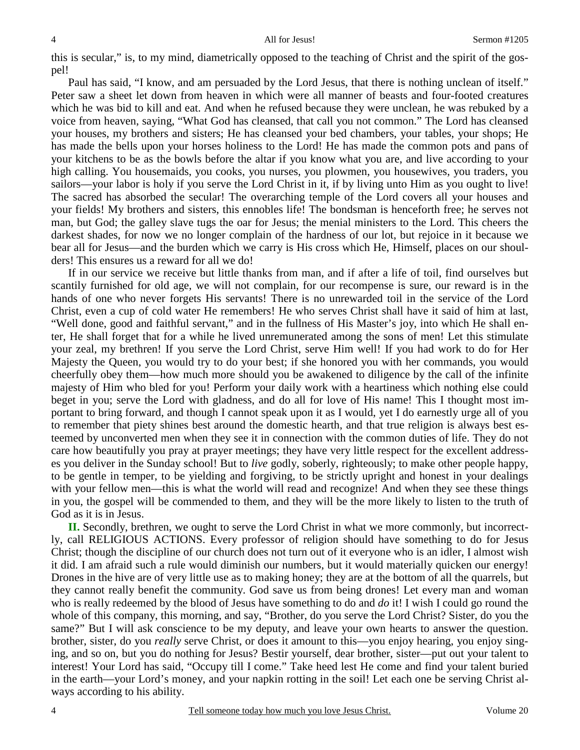this is secular," is, to my mind, diametrically opposed to the teaching of Christ and the spirit of the gospel!

Paul has said, "I know, and am persuaded by the Lord Jesus, that there is nothing unclean of itself." Peter saw a sheet let down from heaven in which were all manner of beasts and four-footed creatures which he was bid to kill and eat. And when he refused because they were unclean, he was rebuked by a voice from heaven, saying, "What God has cleansed, that call you not common." The Lord has cleansed your houses, my brothers and sisters; He has cleansed your bed chambers, your tables, your shops; He has made the bells upon your horses holiness to the Lord! He has made the common pots and pans of your kitchens to be as the bowls before the altar if you know what you are, and live according to your high calling. You housemaids, you cooks, you nurses, you plowmen, you housewives, you traders, you sailors—your labor is holy if you serve the Lord Christ in it, if by living unto Him as you ought to live! The sacred has absorbed the secular! The overarching temple of the Lord covers all your houses and your fields! My brothers and sisters, this ennobles life! The bondsman is henceforth free; he serves not man, but God; the galley slave tugs the oar for Jesus; the menial ministers to the Lord. This cheers the darkest shades, for now we no longer complain of the hardness of our lot, but rejoice in it because we bear all for Jesus—and the burden which we carry is His cross which He, Himself, places on our shoulders! This ensures us a reward for all we do!

If in our service we receive but little thanks from man, and if after a life of toil, find ourselves but scantily furnished for old age, we will not complain, for our recompense is sure, our reward is in the hands of one who never forgets His servants! There is no unrewarded toil in the service of the Lord Christ, even a cup of cold water He remembers! He who serves Christ shall have it said of him at last, "Well done, good and faithful servant," and in the fullness of His Master's joy, into which He shall enter, He shall forget that for a while he lived unremunerated among the sons of men! Let this stimulate your zeal, my brethren! If you serve the Lord Christ, serve Him well! If you had work to do for Her Majesty the Queen, you would try to do your best; if she honored you with her commands, you would cheerfully obey them—how much more should you be awakened to diligence by the call of the infinite majesty of Him who bled for you! Perform your daily work with a heartiness which nothing else could beget in you; serve the Lord with gladness, and do all for love of His name! This I thought most important to bring forward, and though I cannot speak upon it as I would, yet I do earnestly urge all of you to remember that piety shines best around the domestic hearth, and that true religion is always best esteemed by unconverted men when they see it in connection with the common duties of life. They do not care how beautifully you pray at prayer meetings; they have very little respect for the excellent addresses you deliver in the Sunday school! But to *live* godly, soberly, righteously; to make other people happy, to be gentle in temper, to be yielding and forgiving, to be strictly upright and honest in your dealings with your fellow men—this is what the world will read and recognize! And when they see these things in you, the gospel will be commended to them, and they will be the more likely to listen to the truth of God as it is in Jesus.

**II.** Secondly, brethren, we ought to serve the Lord Christ in what we more commonly, but incorrectly, call RELIGIOUS ACTIONS. Every professor of religion should have something to do for Jesus Christ; though the discipline of our church does not turn out of it everyone who is an idler, I almost wish it did. I am afraid such a rule would diminish our numbers, but it would materially quicken our energy! Drones in the hive are of very little use as to making honey; they are at the bottom of all the quarrels, but they cannot really benefit the community. God save us from being drones! Let every man and woman who is really redeemed by the blood of Jesus have something to do and *do* it! I wish I could go round the whole of this company, this morning, and say, "Brother, do you serve the Lord Christ? Sister, do you the same?" But I will ask conscience to be my deputy, and leave your own hearts to answer the question. brother, sister, do you *really* serve Christ, or does it amount to this—you enjoy hearing, you enjoy singing, and so on, but you do nothing for Jesus? Bestir yourself, dear brother, sister—put out your talent to interest! Your Lord has said, "Occupy till I come." Take heed lest He come and find your talent buried in the earth—your Lord's money, and your napkin rotting in the soil! Let each one be serving Christ always according to his ability.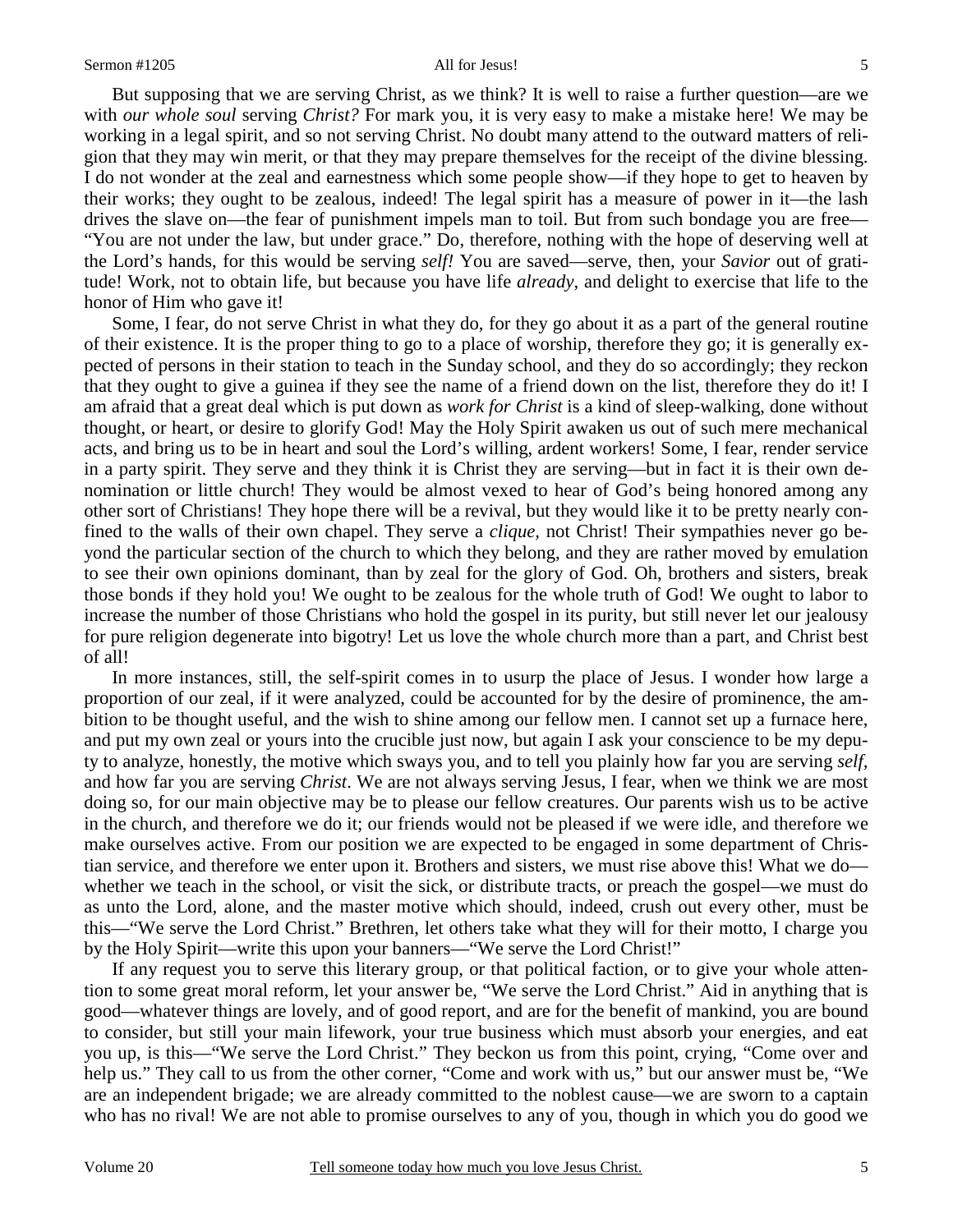But supposing that we are serving Christ, as we think? It is well to raise a further question—are we with *our whole soul* serving *Christ?* For mark you, it is very easy to make a mistake here! We may be working in a legal spirit, and so not serving Christ. No doubt many attend to the outward matters of religion that they may win merit, or that they may prepare themselves for the receipt of the divine blessing. I do not wonder at the zeal and earnestness which some people show—if they hope to get to heaven by their works; they ought to be zealous, indeed! The legal spirit has a measure of power in it—the lash drives the slave on—the fear of punishment impels man to toil. But from such bondage you are free—"You are not under the law, but under grace." Do, therefore, nothing with the hope of deserving well at the Lord's hands, for this would be serving *self!* You are saved—serve, then, your *Savior* out of gratitude! Work, not to obtain life, but because you have life *already*, and delight to exercise that life to the honor of Him who gave it!

Some, I fear, do not serve Christ in what they do, for they go about it as a part of the general routine of their existence. It is the proper thing to go to a place of worship, therefore they go; it is generally expected of persons in their station to teach in the Sunday school, and they do so accordingly; they reckon that they ought to give a guinea if they see the name of a friend down on the list, therefore they do it! I am afraid that a great deal which is put down as *work for Christ* is a kind of sleep-walking, done without thought, or heart, or desire to glorify God! May the Holy Spirit awaken us out of such mere mechanical acts, and bring us to be in heart and soul the Lord's willing, ardent workers! Some, I fear, render service in a party spirit. They serve and they think it is Christ they are serving—but in fact it is their own denomination or little church! They would be almost vexed to hear of God's being honored among any other sort of Christians! They hope there will be a revival, but they would like it to be pretty nearly confined to the walls of their own chapel. They serve a *clique,* not Christ! Their sympathies never go beyond the particular section of the church to which they belong, and they are rather moved by emulation to see their own opinions dominant, than by zeal for the glory of God. Oh, brothers and sisters, break those bonds if they hold you! We ought to be zealous for the whole truth of God! We ought to labor to increase the number of those Christians who hold the gospel in its purity, but still never let our jealousy for pure religion degenerate into bigotry! Let us love the whole church more than a part, and Christ best of all!

In more instances, still, the self-spirit comes in to usurp the place of Jesus. I wonder how large a proportion of our zeal, if it were analyzed, could be accounted for by the desire of prominence, the ambition to be thought useful, and the wish to shine among our fellow men. I cannot set up a furnace here, and put my own zeal or yours into the crucible just now, but again I ask your conscience to be my deputy to analyze, honestly, the motive which sways you, and to tell you plainly how far you are serving *self*, and how far you are serving *Christ*. We are not always serving Jesus, I fear, when we think we are most doing so, for our main objective may be to please our fellow creatures. Our parents wish us to be active in the church, and therefore we do it; our friends would not be pleased if we were idle, and therefore we make ourselves active. From our position we are expected to be engaged in some department of Christian service, and therefore we enter upon it. Brothers and sisters, we must rise above this! What we do—whether we teach in the school, or visit the sick, or distribute tracts, or preach the gospel—we must do as unto the Lord, alone, and the master motive which should, indeed, crush out every other, must be this—"We serve the Lord Christ." Brethren, let others take what they will for their motto, I charge you by the Holy Spirit—write this upon your banners—"We serve the Lord Christ!"

If any request you to serve this literary group, or that political faction, or to give your whole attention to some great moral reform, let your answer be, "We serve the Lord Christ." Aid in anything that is good—whatever things are lovely, and of good report, and are for the benefit of mankind, you are bound to consider, but still your main lifework, your true business which must absorb your energies, and eat you up, is this—"We serve the Lord Christ." They beckon us from this point, crying, "Come over and help us." They call to us from the other corner, "Come and work with us," but our answer must be, "We are an independent brigade; we are already committed to the noblest cause—we are sworn to a captain who has no rival! We are not able to promise ourselves to any of you, though in which you do good we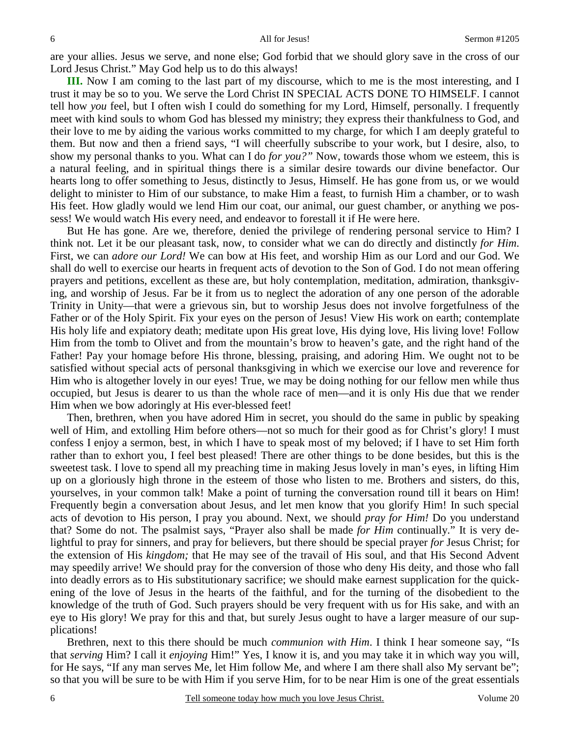are your allies. Jesus we serve, and none else; God forbid that we should glory save in the cross of our Lord Jesus Christ." May God help us to do this always!

**III.** Now I am coming to the last part of my discourse, which to me is the most interesting, and I trust it may be so to you. We serve the Lord Christ IN SPECIAL ACTS DONE TO HIMSELF. I cannot tell how *you* feel, but I often wish I could do something for my Lord, Himself, personally. I frequently meet with kind souls to whom God has blessed my ministry; they express their thankfulness to God, and their love to me by aiding the various works committed to my charge, for which I am deeply grateful to them. But now and then a friend says, "I will cheerfully subscribe to your work, but I desire, also, to show my personal thanks to you. What can I do *for you?"* Now, towards those whom we esteem, this is a natural feeling, and in spiritual things there is a similar desire towards our divine benefactor. Our hearts long to offer something to Jesus, distinctly to Jesus, Himself. He has gone from us, or we would delight to minister to Him of our substance, to make Him a feast, to furnish Him a chamber, or to wash His feet. How gladly would we lend Him our coat, our animal, our guest chamber, or anything we possess! We would watch His every need, and endeavor to forestall it if He were here.

But He has gone. Are we, therefore, denied the privilege of rendering personal service to Him? I think not. Let it be our pleasant task, now, to consider what we can do directly and distinctly *for Him*. First, we can *adore our Lord!* We can bow at His feet, and worship Him as our Lord and our God. We shall do well to exercise our hearts in frequent acts of devotion to the Son of God. I do not mean offering prayers and petitions, excellent as these are, but holy contemplation, meditation, admiration, thanksgiving, and worship of Jesus. Far be it from us to neglect the adoration of any one person of the adorable Trinity in Unity—that were a grievous sin, but to worship Jesus does not involve forgetfulness of the Father or of the Holy Spirit. Fix your eyes on the person of Jesus! View His work on earth; contemplate His holy life and expiatory death; meditate upon His great love, His dying love, His living love! Follow Him from the tomb to Olivet and from the mountain's brow to heaven's gate, and the right hand of the Father! Pay your homage before His throne, blessing, praising, and adoring Him. We ought not to be satisfied without special acts of personal thanksgiving in which we exercise our love and reverence for Him who is altogether lovely in our eyes! True, we may be doing nothing for our fellow men while thus occupied, but Jesus is dearer to us than the whole race of men—and it is only His due that we render Him when we bow adoringly at His ever-blessed feet!

Then, brethren, when you have adored Him in secret, you should do the same in public by speaking well of Him, and extolling Him before others—not so much for their good as for Christ's glory! I must confess I enjoy a sermon, best, in which I have to speak most of my beloved; if I have to set Him forth rather than to exhort you, I feel best pleased! There are other things to be done besides, but this is the sweetest task. I love to spend all my preaching time in making Jesus lovely in man's eyes, in lifting Him up on a gloriously high throne in the esteem of those who listen to me. Brothers and sisters, do this, yourselves, in your common talk! Make a point of turning the conversation round till it bears on Him! Frequently begin a conversation about Jesus, and let men know that you glorify Him! In such special acts of devotion to His person, I pray you abound. Next, we should *pray for Him!* Do you understand that? Some do not. The psalmist says, "Prayer also shall be made *for Him* continually." It is very delightful to pray for sinners, and pray for believers, but there should be special prayer *for* Jesus Christ; for the extension of His *kingdom;* that He may see of the travail of His soul, and that His Second Advent may speedily arrive! We should pray for the conversion of those who deny His deity, and those who fall into deadly errors as to His substitutionary sacrifice; we should make earnest supplication for the quickening of the love of Jesus in the hearts of the faithful, and for the turning of the disobedient to the knowledge of the truth of God. Such prayers should be very frequent with us for His sake, and with an eye to His glory! We pray for this and that, but surely Jesus ought to have a larger measure of our supplications!

Brethren, next to this there should be much *communion with Him*. I think I hear someone say, "Is that *serving* Him? I call it *enjoying* Him!" Yes, I know it is, and you may take it in which way you will, for He says, "If any man serves Me, let Him follow Me, and where I am there shall also My servant be"; so that you will be sure to be with Him if you serve Him, for to be near Him is one of the great essentials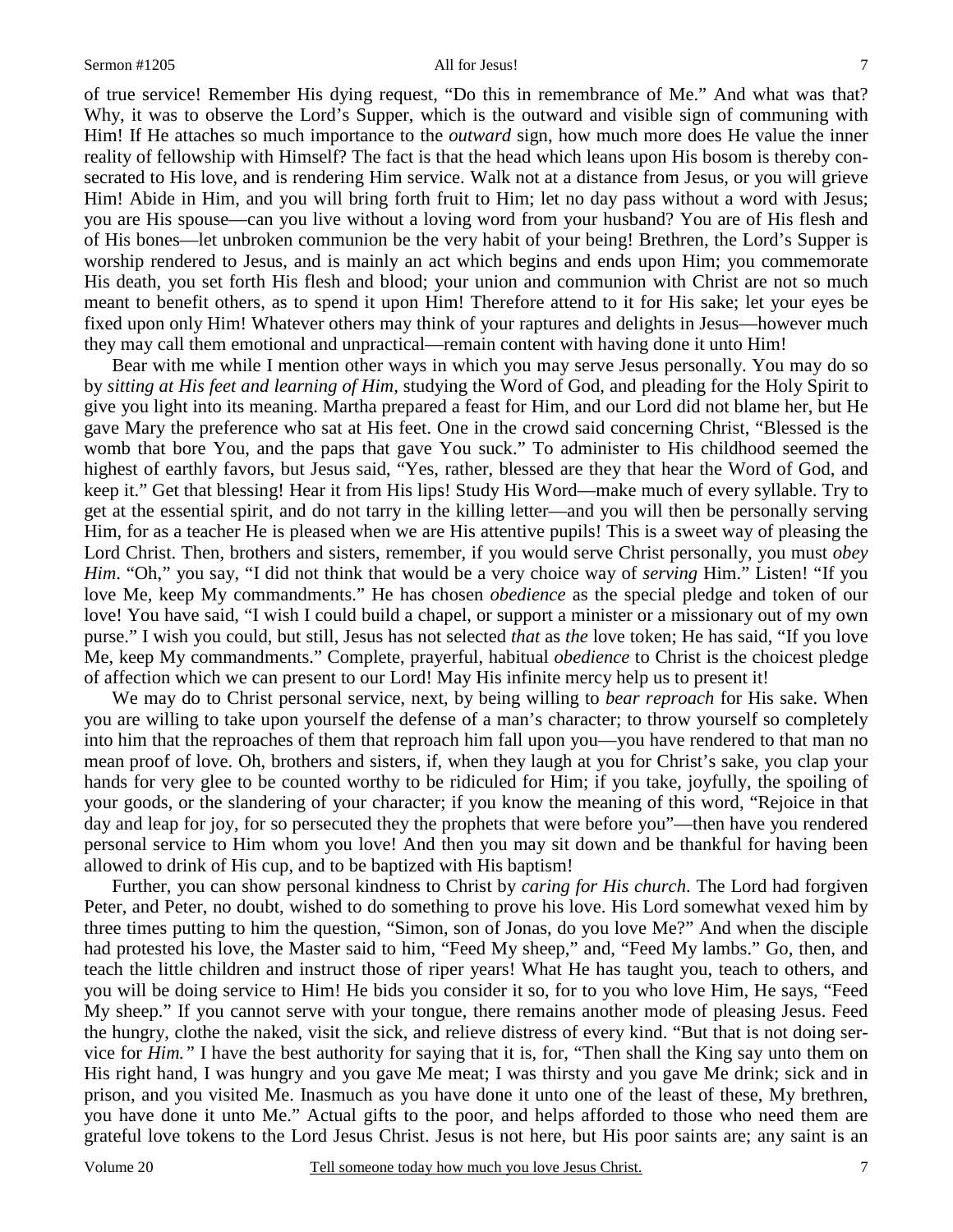of true service! Remember His dying request, "Do this in remembrance of Me." And what was that? Why, it was to observe the Lord's Supper, which is the outward and visible sign of communing with Him! If He attaches so much importance to the *outward* sign, how much more does He value the inner reality of fellowship with Himself? The fact is that the head which leans upon His bosom is thereby consecrated to His love, and is rendering Him service. Walk not at a distance from Jesus, or you will grieve Him! Abide in Him, and you will bring forth fruit to Him; let no day pass without a word with Jesus; you are His spouse—can you live without a loving word from your husband? You are of His flesh and of His bones—let unbroken communion be the very habit of your being! Brethren, the Lord's Supper is worship rendered to Jesus, and is mainly an act which begins and ends upon Him; you commemorate His death, you set forth His flesh and blood; your union and communion with Christ are not so much meant to benefit others, as to spend it upon Him! Therefore attend to it for His sake; let your eyes be fixed upon only Him! Whatever others may think of your raptures and delights in Jesus—however much they may call them emotional and unpractical—remain content with having done it unto Him!

Bear with me while I mention other ways in which you may serve Jesus personally. You may do so by *sitting at His feet and learning of Him,* studying the Word of God, and pleading for the Holy Spirit to give you light into its meaning. Martha prepared a feast for Him, and our Lord did not blame her, but He gave Mary the preference who sat at His feet. One in the crowd said concerning Christ, "Blessed is the womb that bore You, and the paps that gave You suck." To administer to His childhood seemed the highest of earthly favors, but Jesus said, "Yes, rather, blessed are they that hear the Word of God, and keep it." Get that blessing! Hear it from His lips! Study His Word—make much of every syllable. Try to get at the essential spirit, and do not tarry in the killing letter—and you will then be personally serving Him, for as a teacher He is pleased when we are His attentive pupils! This is a sweet way of pleasing the Lord Christ. Then, brothers and sisters, remember, if you would serve Christ personally, you must *obey Him*. "Oh," you say, "I did not think that would be a very choice way of *serving* Him." Listen! "If you love Me, keep My commandments." He has chosen *obedience* as the special pledge and token of our love! You have said, "I wish I could build a chapel, or support a minister or a missionary out of my own purse." I wish you could, but still, Jesus has not selected *that* as *the* love token; He has said, "If you love Me, keep My commandments." Complete, prayerful, habitual *obedience* to Christ is the choicest pledge of affection which we can present to our Lord! May His infinite mercy help us to present it!

We may do to Christ personal service, next, by being willing to *bear reproach* for His sake. When you are willing to take upon yourself the defense of a man's character; to throw yourself so completely into him that the reproaches of them that reproach him fall upon you—you have rendered to that man no mean proof of love. Oh, brothers and sisters, if, when they laugh at you for Christ's sake, you clap your hands for very glee to be counted worthy to be ridiculed for Him; if you take, joyfully, the spoiling of your goods, or the slandering of your character; if you know the meaning of this word, "Rejoice in that day and leap for joy, for so persecuted they the prophets that were before you"—then have you rendered personal service to Him whom you love! And then you may sit down and be thankful for having been allowed to drink of His cup, and to be baptized with His baptism!

Further, you can show personal kindness to Christ by *caring for His church*. The Lord had forgiven Peter, and Peter, no doubt, wished to do something to prove his love. His Lord somewhat vexed him by three times putting to him the question, "Simon, son of Jonas, do you love Me?" And when the disciple had protested his love, the Master said to him, "Feed My sheep," and, "Feed My lambs." Go, then, and teach the little children and instruct those of riper years! What He has taught you, teach to others, and you will be doing service to Him! He bids you consider it so, for to you who love Him, He says, "Feed My sheep." If you cannot serve with your tongue, there remains another mode of pleasing Jesus. Feed the hungry, clothe the naked, visit the sick, and relieve distress of every kind. "But that is not doing service for *Him."* I have the best authority for saying that it is, for, "Then shall the King say unto them on His right hand, I was hungry and you gave Me meat; I was thirsty and you gave Me drink; sick and in prison, and you visited Me. Inasmuch as you have done it unto one of the least of these, My brethren, you have done it unto Me." Actual gifts to the poor, and helps afforded to those who need them are grateful love tokens to the Lord Jesus Christ. Jesus is not here, but His poor saints are; any saint is an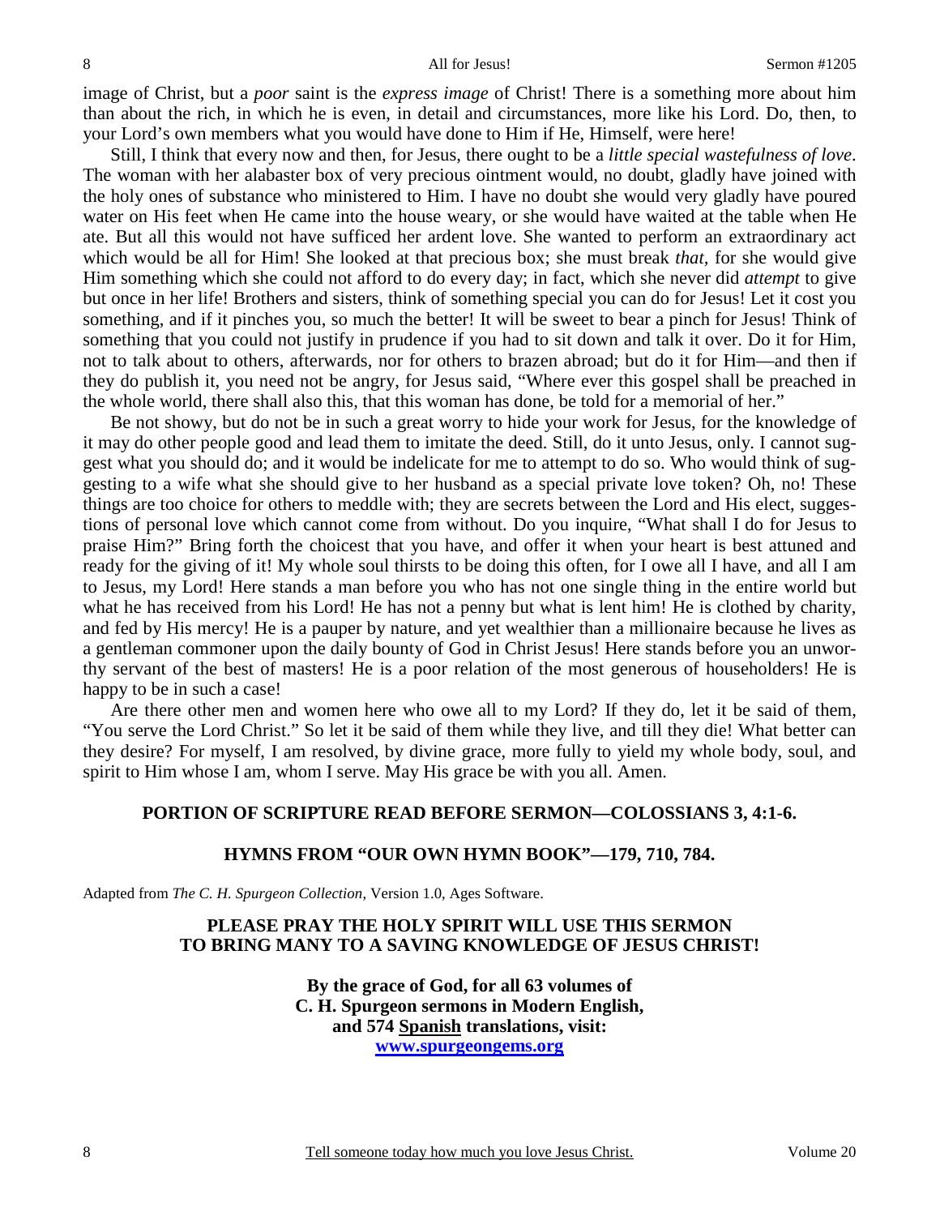image of Christ, but a *poor* saint is the *express image* of Christ! There is a something more about him than about the rich, in which he is even, in detail and circumstances, more like his Lord. Do, then, to your Lord's own members what you would have done to Him if He, Himself, were here!

Still, I think that every now and then, for Jesus, there ought to be a *little special wastefulness of love*. The woman with her alabaster box of very precious ointment would, no doubt, gladly have joined with the holy ones of substance who ministered to Him. I have no doubt she would very gladly have poured water on His feet when He came into the house weary, or she would have waited at the table when He ate. But all this would not have sufficed her ardent love. She wanted to perform an extraordinary act which would be all for Him! She looked at that precious box; she must break *that,* for she would give Him something which she could not afford to do every day; in fact, which she never did *attempt* to give but once in her life! Brothers and sisters, think of something special you can do for Jesus! Let it cost you something, and if it pinches you, so much the better! It will be sweet to bear a pinch for Jesus! Think of something that you could not justify in prudence if you had to sit down and talk it over. Do it for Him, not to talk about to others, afterwards, nor for others to brazen abroad; but do it for Him—and then if they do publish it, you need not be angry, for Jesus said, "Where ever this gospel shall be preached in the whole world, there shall also this, that this woman has done, be told for a memorial of her."

Be not showy, but do not be in such a great worry to hide your work for Jesus, for the knowledge of it may do other people good and lead them to imitate the deed. Still, do it unto Jesus, only. I cannot suggest what you should do; and it would be indelicate for me to attempt to do so. Who would think of suggesting to a wife what she should give to her husband as a special private love token? Oh, no! These things are too choice for others to meddle with; they are secrets between the Lord and His elect, suggestions of personal love which cannot come from without. Do you inquire, "What shall I do for Jesus to praise Him?" Bring forth the choicest that you have, and offer it when your heart is best attuned and ready for the giving of it! My whole soul thirsts to be doing this often, for I owe all I have, and all I am to Jesus, my Lord! Here stands a man before you who has not one single thing in the entire world but what he has received from his Lord! He has not a penny but what is lent him! He is clothed by charity, and fed by His mercy! He is a pauper by nature, and yet wealthier than a millionaire because he lives as a gentleman commoner upon the daily bounty of God in Christ Jesus! Here stands before you an unworthy servant of the best of masters! He is a poor relation of the most generous of householders! He is happy to be in such a case!

Are there other men and women here who owe all to my Lord? If they do, let it be said of them, "You serve the Lord Christ." So let it be said of them while they live, and till they die! What better can they desire? For myself, I am resolved, by divine grace, more fully to yield my whole body, soul, and spirit to Him whose I am, whom I serve. May His grace be with you all. Amen.

**PORTION OF SCRIPTURE READ BEFORE SERMON—COLOSSIANS 3, 4:1-6.**

**HYMNS FROM "OUR OWN HYMN BOOK"—179, 710, 784.**

Adapted from *The C. H. Spurgeon Collection,* Version 1.0, Ages Software.

**PLEASE PRAY THE HOLY SPIRIT WILL USE THIS SERMON TO BRING MANY TO A SAVING KNOWLEDGE OF JESUS CHRIST!**

**By the grace of God, for all 63 volumes of C. H. Spurgeon sermons in Modern English, and 574 Spanish translations, visit: www.spurgeongems.org**

Tell someone today how much you love Jesus Christ.